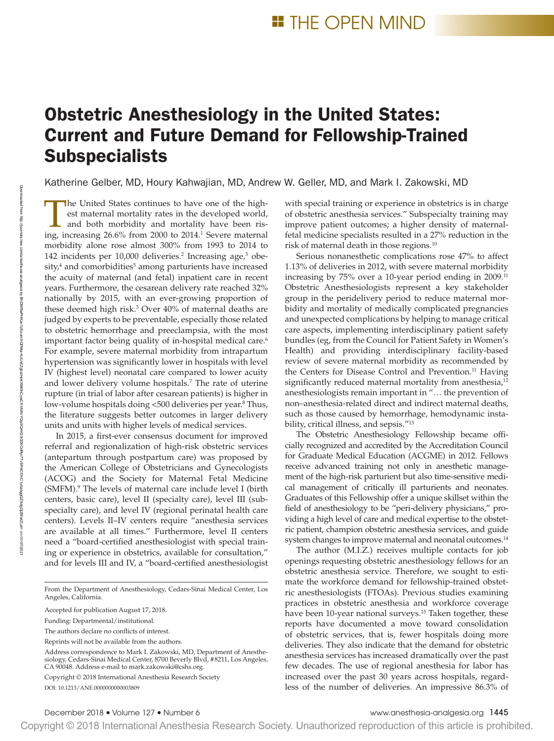THE OPEN MIND

# Obstetric Anesthesiology in the United States: Current and Future Demand for Fellowship-Trained Subspecialists

Katherine Gelber, MD, Houry Kahwajian, MD, Andrew W. Geller, MD, and Mark I. Zakowski, MD

The United States continues to have one of the highest maternal mortality rates in the developed world, and both morbidity and mortality have been rising, increasing 26.6% from 2000 to 2014.[1] Severe maternal morbidity alone rose almost 300% from 1993 to 2014 to 142 incidents per 10,000 deliveries.[2] Increasing age,[3] obesity,[4] and comorbidities[5] among parturients have increased the acuity of maternal (and fetal) inpatient care in recent years. Furthermore, the cesarean delivery rate reached 32% nationally by 2015, with an ever-growing proportion of these deemed high risk.[3] Over 40% of maternal deaths are judged by experts to be preventable, especially those related to obstetric hemorrhage and preeclampsia, with the most important factor being quality of in-hospital medical care.[6] For example, severe maternal morbidity from intrapartum hypertension was significantly lower in hospitals with level IV (highest level) neonatal care compared to lower acuity and lower delivery volume hospitals.[7] The rate of uterine rupture (in trial of labor after cesarean patients) is higher in low-volume hospitals doing <500 deliveries per year.[8] Thus, the literature suggests better outcomes in larger delivery units and units with higher levels of medical services.

In 2015, a first-ever consensus document for improved referral and regionalization of high-risk obstetric services (antepartum through postpartum care) was proposed by the American College of Obstetricians and Gynecologists (ACOG) and the Society for Maternal Fetal Medicine (SMFM).[9] The levels of maternal care include level I (birth centers, basic care), level II (specialty care), level III (subspecialty care), and level IV (regional perinatal health care centers). Levels II–IV centers require "anesthesia services are available at all times." Furthermore, level II centers need a "board-certified anesthesiologist with special training or experience in obstetrics, available for consultation," and for levels III and IV, a "board-certified anesthesiologist with special training or experience in obstetrics is in charge of obstetric anesthesia services." Subspecialty training may improve patient outcomes; a higher density of maternal-fetal medicine specialists resulted in a 27% reduction in the risk of maternal death in those regions.[10]

Serious nonanesthetic complications rose 47% to affect 1.13% of deliveries in 2012, with severe maternal morbidity increasing by 75% over a 10-year period ending in 2009.[11] Obstetric Anesthesiologists represent a key stakeholder group in the peridelivery period to reduce maternal morbidity and mortality of medically complicated pregnancies and unexpected complications by helping to manage critical care aspects, implementing interdisciplinary patient safety bundles (eg, from the Council for Patient Safety in Women's Health) and providing interdisciplinary facility-based review of severe maternal morbidity as recommended by the Centers for Disease Control and Prevention.[11] Having significantly reduced maternal mortality from anesthesia,[12] anesthesiologists remain important in "… the prevention of non–anesthesia-related direct and indirect maternal deaths, such as those caused by hemorrhage, hemodynamic instability, critical illness, and sepsis."[13]

The Obstetric Anesthesiology Fellowship became officially recognized and accredited by the Accreditation Council for Graduate Medical Education (ACGME) in 2012. Fellows receive advanced training not only in anesthetic management of the high-risk parturient but also time-sensitive medical management of critically ill parturients and neonates. Graduates of this Fellowship offer a unique skillset within the field of anesthesiology to be "peri-delivery physicians," providing a high level of care and medical expertise to the obstetric patient, champion obstetric anesthesia services, and guide system changes to improve maternal and neonatal outcomes.[14]

The author (M.I.Z.) receives multiple contacts for job openings requesting obstetric anesthesiology fellows for an obstetric anesthesia service. Therefore, we sought to estimate the workforce demand for fellowship-trained obstetric anesthesiologists (FTOAs). Previous studies examining practices in obstetric anesthesia and workforce coverage have been 10-year national surveys.[15] Taken together, these reports have documented a move toward consolidation of obstetric services, that is, fewer hospitals doing more deliveries. They also indicate that the demand for obstetric anesthesia services has increased dramatically over the past few decades. The use of regional anesthesia for labor has increased over the past 30 years across hospitals, regardless of the number of deliveries. An impressive 86.3% of

From the Department of Anesthesiology, Cedars-Sinai Medical Center, Los Angeles, California.

Accepted for publication August 17, 2018.

Funding: Departmental/institutional.

The authors declare no conflicts of interest.

Reprints will not be available from the authors.

Address correspondence to Mark I. Zakowski, MD, Department of Anesthesiology, Cedars-Sinai Medical Center, 8700 Beverly Blvd, #8211, Los Angeles, CA 90048. Address e-mail to mark.zakowski@cshs.org.

Copyright © 2018 International Anesthesia Research Society

DOI: 10.1213/ANE.0000000000003809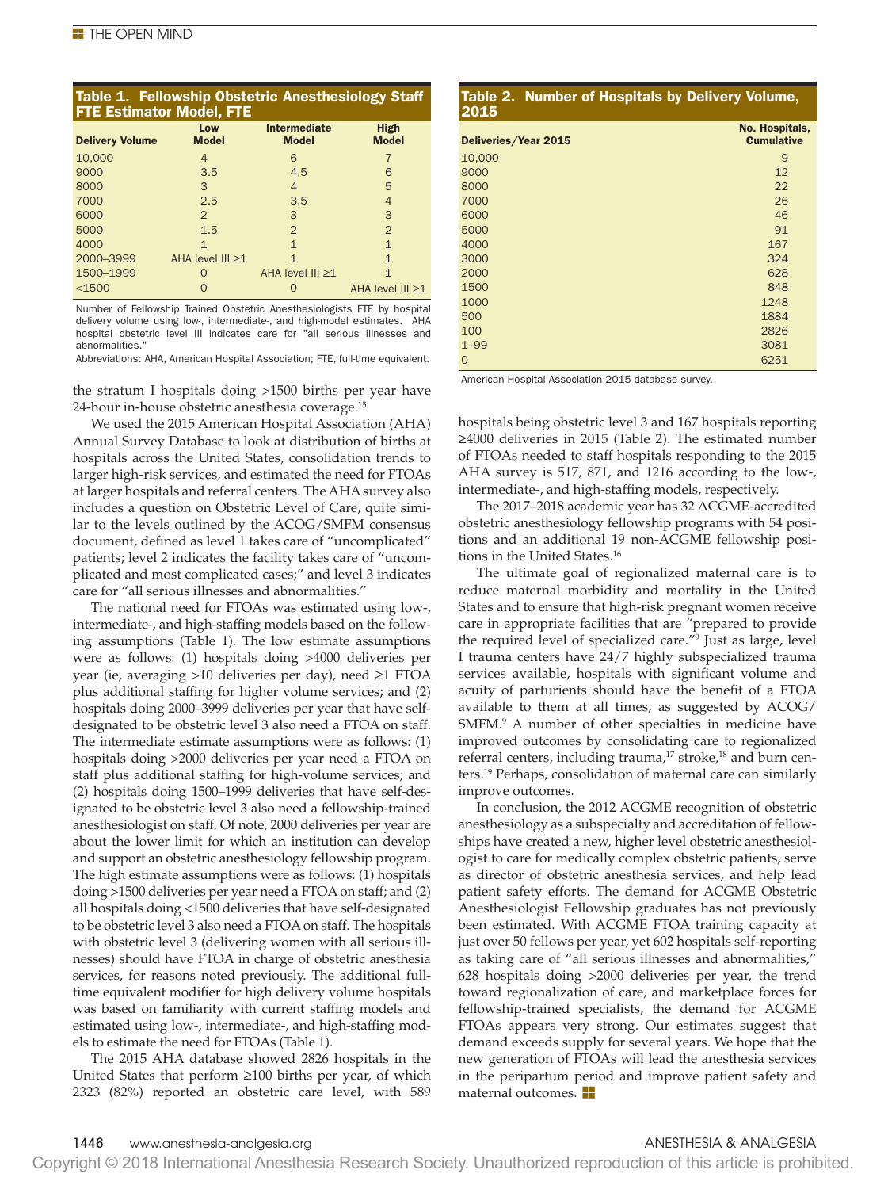**Table 1. Fellowship Obstetric Anesthesiology Staff FTE Estimator Model, FTE**

| Delivery Volume | Low Model | Intermediate Model | High Model |
|---|---|---|---|
| 10,000 | 4 | 6 | 7 |
| 9000 | 3.5 | 4.5 | 6 |
| 8000 | 3 | 4 | 5 |
| 7000 | 2.5 | 3.5 | 4 |
| 6000 | 2 | 3 | 3 |
| 5000 | 1.5 | 2 | 2 |
| 4000 | 1 | 1 | 1 |
| 2000–3999 | AHA level III ≥1 | 1 | 1 |
| 1500–1999 | 0 | AHA level III ≥1 | 1 |
| <1500 | 0 | 0 | AHA level III ≥1 |

Number of Fellowship Trained Obstetric Anesthesiologists FTE by hospital delivery volume using low-, intermediate-, and high-model estimates. AHA hospital obstetric level III indicates care for "all serious illnesses and abnormalities."

Abbreviations: AHA, American Hospital Association; FTE, full-time equivalent.

**Table 2. Number of Hospitals by Delivery Volume, 2015**

| Deliveries/Year 2015 | No. Hospitals, Cumulative |
|---|---|
| 10,000 | 9 |
| 9000 | 12 |
| 8000 | 22 |
| 7000 | 26 |
| 6000 | 46 |
| 5000 | 91 |
| 4000 | 167 |
| 3000 | 324 |
| 2000 | 628 |
| 1500 | 848 |
| 1000 | 1248 |
| 500 | 1884 |
| 100 | 2826 |
| 1–99 | 3081 |
| 0 | 6251 |

American Hospital Association 2015 database survey.

the stratum I hospitals doing >1500 births per year have 24-hour in-house obstetric anesthesia coverage.[15]

We used the 2015 American Hospital Association (AHA) Annual Survey Database to look at distribution of births at hospitals across the United States, consolidation trends to larger high-risk services, and estimated the need for FTOAs at larger hospitals and referral centers. The AHA survey also includes a question on Obstetric Level of Care, quite similar to the levels outlined by the ACOG/SMFM consensus document, defined as level 1 takes care of "uncomplicated" patients; level 2 indicates the facility takes care of "uncomplicated and most complicated cases;" and level 3 indicates care for "all serious illnesses and abnormalities."

The national need for FTOAs was estimated using low-, intermediate-, and high-staffing models based on the following assumptions (Table 1). The low estimate assumptions were as follows: (1) hospitals doing >4000 deliveries per year (ie, averaging >10 deliveries per day), need ≥1 FTOA plus additional staffing for higher volume services; and (2) hospitals doing 2000–3999 deliveries per year that have self-designated to be obstetric level 3 also need a FTOA on staff. The intermediate estimate assumptions were as follows: (1) hospitals doing >2000 deliveries per year need a FTOA on staff plus additional staffing for high-volume services; and (2) hospitals doing 1500–1999 deliveries that have self-designated to be obstetric level 3 also need a fellowship-trained anesthesiologist on staff. Of note, 2000 deliveries per year are about the lower limit for which an institution can develop and support an obstetric anesthesiology fellowship program. The high estimate assumptions were as follows: (1) hospitals doing >1500 deliveries per year need a FTOA on staff; and (2) all hospitals doing <1500 deliveries that have self-designated to be obstetric level 3 also need a FTOA on staff. The hospitals with obstetric level 3 (delivering women with all serious illnesses) should have FTOA in charge of obstetric anesthesia services, for reasons noted previously. The additional full-time equivalent modifier for high delivery volume hospitals was based on familiarity with current staffing models and estimated using low-, intermediate-, and high-staffing models to estimate the need for FTOAs (Table 1).

The 2015 AHA database showed 2826 hospitals in the United States that perform ≥100 births per year, of which 2323 (82%) reported an obstetric care level, with 589 hospitals being obstetric level 3 and 167 hospitals reporting ≥4000 deliveries in 2015 (Table 2). The estimated number of FTOAs needed to staff hospitals responding to the 2015 AHA survey is 517, 871, and 1216 according to the low-, intermediate-, and high-staffing models, respectively.

The 2017–2018 academic year has 32 ACGME-accredited obstetric anesthesiology fellowship programs with 54 positions and an additional 19 non-ACGME fellowship positions in the United States.[16]

The ultimate goal of regionalized maternal care is to reduce maternal morbidity and mortality in the United States and to ensure that high-risk pregnant women receive care in appropriate facilities that are "prepared to provide the required level of specialized care."[9] Just as large, level I trauma centers have 24/7 highly subspecialized trauma services available, hospitals with significant volume and acuity of parturients should have the benefit of a FTOA available to them at all times, as suggested by ACOG/SMFM.[9] A number of other specialties in medicine have improved outcomes by consolidating care to regionalized referral centers, including trauma,[17] stroke,[18] and burn centers.[19] Perhaps, consolidation of maternal care can similarly improve outcomes.

In conclusion, the 2012 ACGME recognition of obstetric anesthesiology as a subspecialty and accreditation of fellowships have created a new, higher level obstetric anesthesiologist to care for medically complex obstetric patients, serve as director of obstetric anesthesia services, and help lead patient safety efforts. The demand for ACGME Obstetric Anesthesiologist Fellowship graduates has not previously been estimated. With ACGME FTOA training capacity at just over 50 fellows per year, yet 602 hospitals self-reporting as taking care of "all serious illnesses and abnormalities," 628 hospitals doing >2000 deliveries per year, the trend toward regionalization of care, and marketplace forces for fellowship-trained specialists, the demand for ACGME FTOAs appears very strong. Our estimates suggest that demand exceeds supply for several years. We hope that the new generation of FTOAs will lead the anesthesia services in the peripartum period and improve patient safety and maternal outcomes.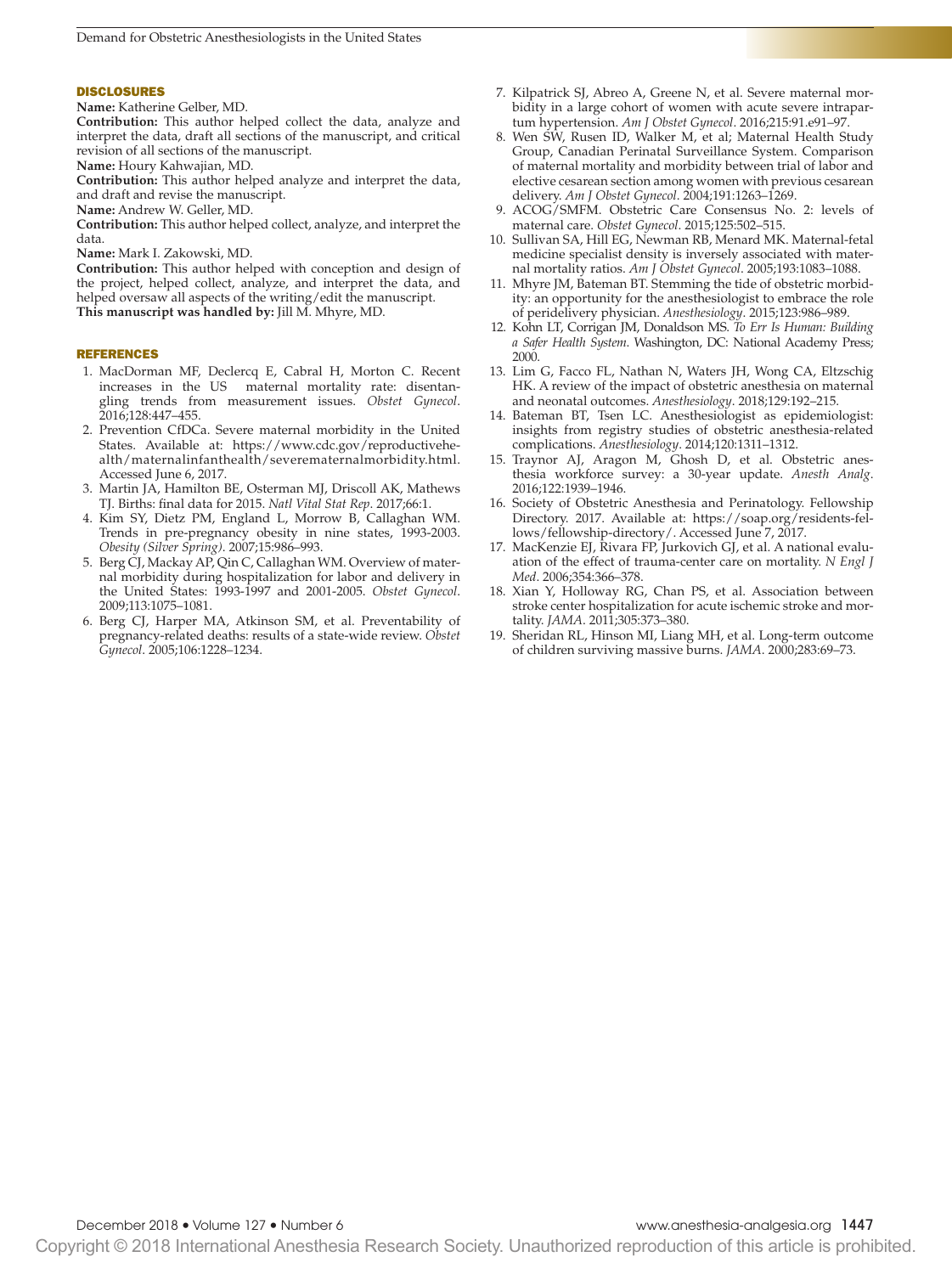## DISCLOSURES

**Name:** Katherine Gelber, MD.

**Contribution:** This author helped collect the data, analyze and interpret the data, draft all sections of the manuscript, and critical revision of all sections of the manuscript.

**Name:** Houry Kahwajian, MD.

**Contribution:** This author helped analyze and interpret the data, and draft and revise the manuscript.

**Name:** Andrew W. Geller, MD.

**Contribution:** This author helped collect, analyze, and interpret the data.

**Name:** Mark I. Zakowski, MD.

**Contribution:** This author helped with conception and design of the project, helped collect, analyze, and interpret the data, and helped oversaw all aspects of the writing/edit the manuscript.

**This manuscript was handled by:** Jill M. Mhyre, MD.

## REFERENCES

1. MacDorman MF, Declercq E, Cabral H, Morton C. Recent increases in the US maternal mortality rate: disentangling trends from measurement issues. *Obstet Gynecol*. 2016;128:447–455.
2. Prevention CfDCa. Severe maternal morbidity in the United States. Available at: https://www.cdc.gov/reproductivehealth/maternalinfanthealth/severematernalmorbidity.html. Accessed June 6, 2017.
3. Martin JA, Hamilton BE, Osterman MJ, Driscoll AK, Mathews TJ. Births: final data for 2015. *Natl Vital Stat Rep*. 2017;66:1.
4. Kim SY, Dietz PM, England L, Morrow B, Callaghan WM. Trends in pre-pregnancy obesity in nine states, 1993-2003. *Obesity (Silver Spring)*. 2007;15:986–993.
5. Berg CJ, Mackay AP, Qin C, Callaghan WM. Overview of maternal morbidity during hospitalization for labor and delivery in the United States: 1993-1997 and 2001-2005. *Obstet Gynecol*. 2009;113:1075–1081.
6. Berg CJ, Harper MA, Atkinson SM, et al. Preventability of pregnancy-related deaths: results of a state-wide review. *Obstet Gynecol*. 2005;106:1228–1234.
7. Kilpatrick SJ, Abreo A, Greene N, et al. Severe maternal morbidity in a large cohort of women with acute severe intrapartum hypertension. *Am J Obstet Gynecol*. 2016;215:91.e91–97.
8. Wen SW, Rusen ID, Walker M, et al; Maternal Health Study Group, Canadian Perinatal Surveillance System. Comparison of maternal mortality and morbidity between trial of labor and elective cesarean section among women with previous cesarean delivery. *Am J Obstet Gynecol*. 2004;191:1263–1269.
9. ACOG/SMFM. Obstetric Care Consensus No. 2: levels of maternal care. *Obstet Gynecol*. 2015;125:502–515.
10. Sullivan SA, Hill EG, Newman RB, Menard MK. Maternal-fetal medicine specialist density is inversely associated with maternal mortality ratios. *Am J Obstet Gynecol*. 2005;193:1083–1088.
11. Mhyre JM, Bateman BT. Stemming the tide of obstetric morbidity: an opportunity for the anesthesiologist to embrace the role of peridelivery physician. *Anesthesiology*. 2015;123:986–989.
12. Kohn LT, Corrigan JM, Donaldson MS. *To Err Is Human: Building a Safer Health System*. Washington, DC: National Academy Press; 2000.
13. Lim G, Facco FL, Nathan N, Waters JH, Wong CA, Eltzschig HK. A review of the impact of obstetric anesthesia on maternal and neonatal outcomes. *Anesthesiology*. 2018;129:192–215.
14. Bateman BT, Tsen LC. Anesthesiologist as epidemiologist: insights from registry studies of obstetric anesthesia-related complications. *Anesthesiology*. 2014;120:1311–1312.
15. Traynor AJ, Aragon M, Ghosh D, et al. Obstetric anesthesia workforce survey: a 30-year update. *Anesth Analg*. 2016;122:1939–1946.
16. Society of Obstetric Anesthesia and Perinatology. Fellowship Directory. 2017. Available at: https://soap.org/residents-fellows/fellowship-directory/. Accessed June 7, 2017.
17. MacKenzie EJ, Rivara FP, Jurkovich GJ, et al. A national evaluation of the effect of trauma-center care on mortality. *N Engl J Med*. 2006;354:366–378.
18. Xian Y, Holloway RG, Chan PS, et al. Association between stroke center hospitalization for acute ischemic stroke and mortality. *JAMA*. 2011;305:373–380.
19. Sheridan RL, Hinson MI, Liang MH, et al. Long-term outcome of children surviving massive burns. *JAMA*. 2000;283:69–73.